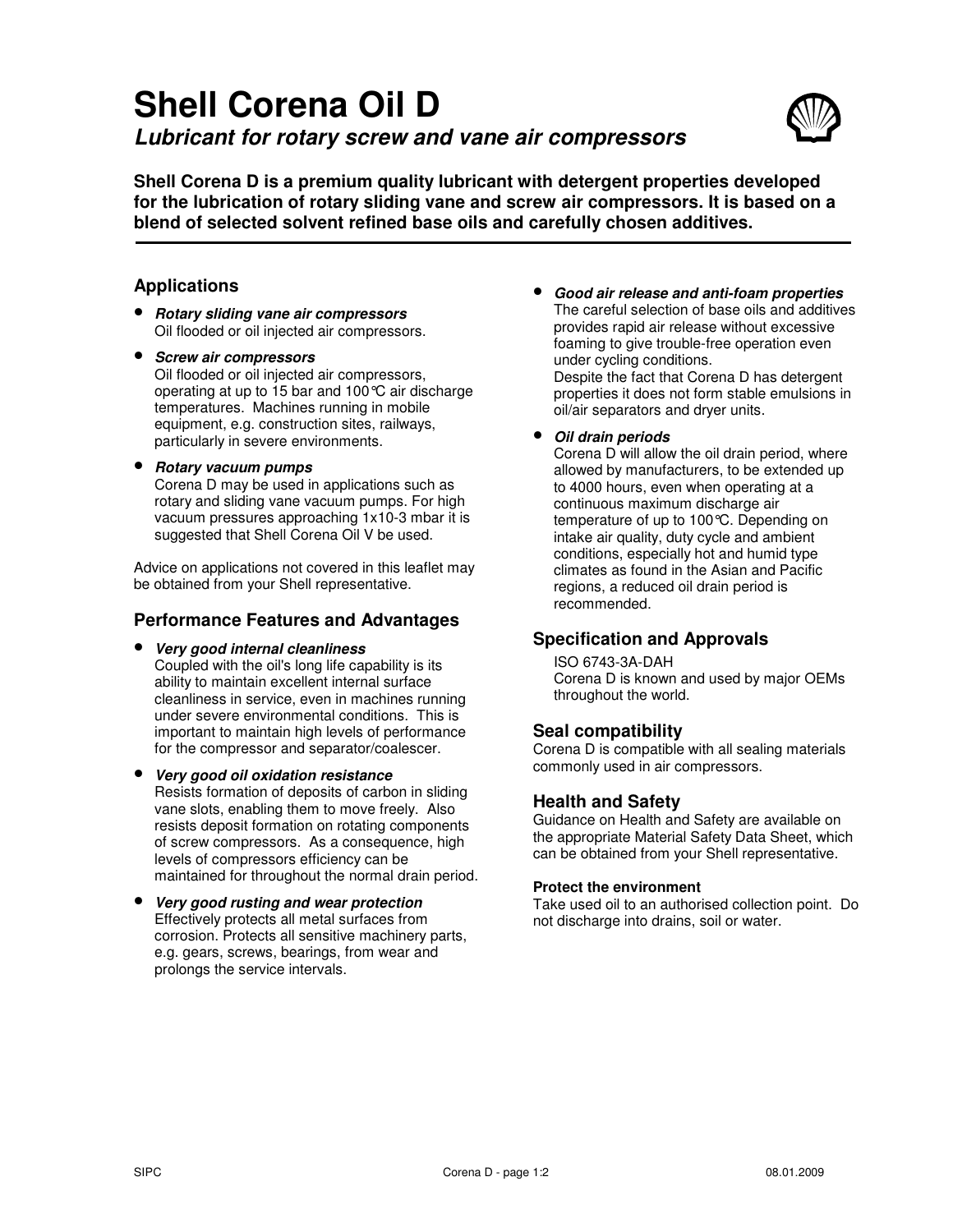# Shell Corena Oil D

## *Lubricant for rotary screw and vane air compressors*

**Shell Corena D is a premium quality lubricant with detergent properties developed for the lubrication of rotary sliding vane and screw air compressors. It is based on a blend of selected solvent refined base oils and carefully chosen additives.**

---

### Applications

- ***Rotary sliding vane air compressors***
  Oil flooded or oil injected air compressors.
- ***Screw air compressors***
  Oil flooded or oil injected air compressors, operating at up to 15 bar and 100°C air discharge temperatures. Machines running in mobile equipment, e.g. construction sites, railways, particularly in severe environments.
- ***Rotary vacuum pumps***
  Corena D may be used in applications such as rotary and sliding vane vacuum pumps. For high vacuum pressures approaching 1x10-3 mbar it is suggested that Shell Corena Oil V be used.

Advice on applications not covered in this leaflet may be obtained from your Shell representative.

### Performance Features and Advantages

- ***Very good internal cleanliness***
  Coupled with the oil's long life capability is its ability to maintain excellent internal surface cleanliness in service, even in machines running under severe environmental conditions. This is important to maintain high levels of performance for the compressor and separator/coalescer.
- ***Very good oil oxidation resistance***
  Resists formation of deposits of carbon in sliding vane slots, enabling them to move freely. Also resists deposit formation on rotating components of screw compressors. As a consequence, high levels of compressors efficiency can be maintained for throughout the normal drain period.
- ***Very good rusting and wear protection***
  Effectively protects all metal surfaces from corrosion. Protects all sensitive machinery parts, e.g. gears, screws, bearings, from wear and prolongs the service intervals.
- ***Good air release and anti-foam properties***
  The careful selection of base oils and additives provides rapid air release without excessive foaming to give trouble-free operation even under cycling conditions.
  Despite the fact that Corena D has detergent properties it does not form stable emulsions in oil/air separators and dryer units.
- ***Oil drain periods***
  Corena D will allow the oil drain period, where allowed by manufacturers, to be extended up to 4000 hours, even when operating at a continuous maximum discharge air temperature of up to 100°C. Depending on intake air quality, duty cycle and ambient conditions, especially hot and humid type climates as found in the Asian and Pacific regions, a reduced oil drain period is recommended.

### Specification and Approvals

ISO 6743-3A-DAH
Corena D is known and used by major OEMs throughout the world.

### Seal compatibility

Corena D is compatible with all sealing materials commonly used in air compressors.

### Health and Safety

Guidance on Health and Safety are available on the appropriate Material Safety Data Sheet, which can be obtained from your Shell representative.

#### Protect the environment

Take used oil to an authorised collection point. Do not discharge into drains, soil or water.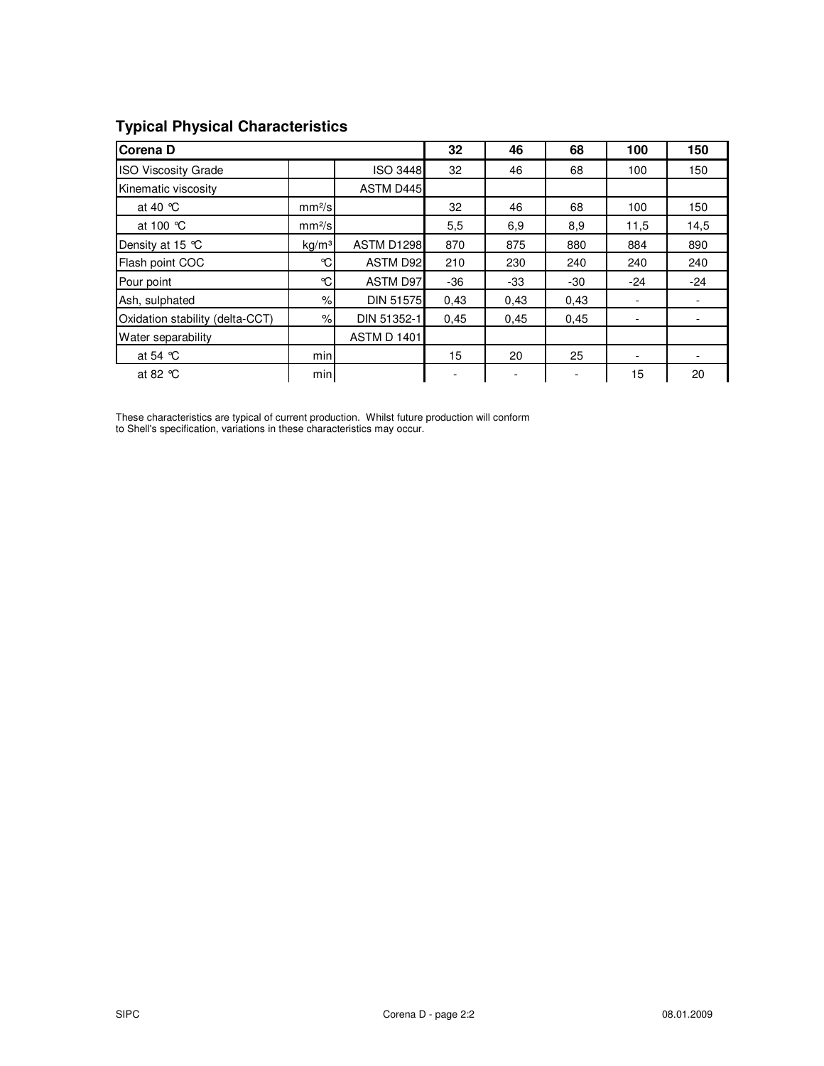## Typical Physical Characteristics

| Corena D | | | 32 | 46 | 68 | 100 | 150 |
|---|---|---|---|---|---|---|---|
| ISO Viscosity Grade | | ISO 3448 | 32 | 46 | 68 | 100 | 150 |
| Kinematic viscosity | | ASTM D445 | | | | | |
| at 40 °C | mm²/s | | 32 | 46 | 68 | 100 | 150 |
| at 100 °C | mm²/s | | 5,5 | 6,9 | 8,9 | 11,5 | 14,5 |
| Density at 15 °C | kg/m³ | ASTM D1298 | 870 | 875 | 880 | 884 | 890 |
| Flash point COC | °C | ASTM D92 | 210 | 230 | 240 | 240 | 240 |
| Pour point | °C | ASTM D97 | -36 | -33 | -30 | -24 | -24 |
| Ash, sulphated | % | DIN 51575 | 0,43 | 0,43 | 0,43 | - | - |
| Oxidation stability (delta-CCT) | % | DIN 51352-1 | 0,45 | 0,45 | 0,45 | - | - |
| Water separability | | ASTM D 1401 | | | | | |
| at 54 °C | min | | 15 | 20 | 25 | - | - |
| at 82 °C | min | | - | - | - | 15 | 20 |

These characteristics are typical of current production. Whilst future production will conform to Shell's specification, variations in these characteristics may occur.